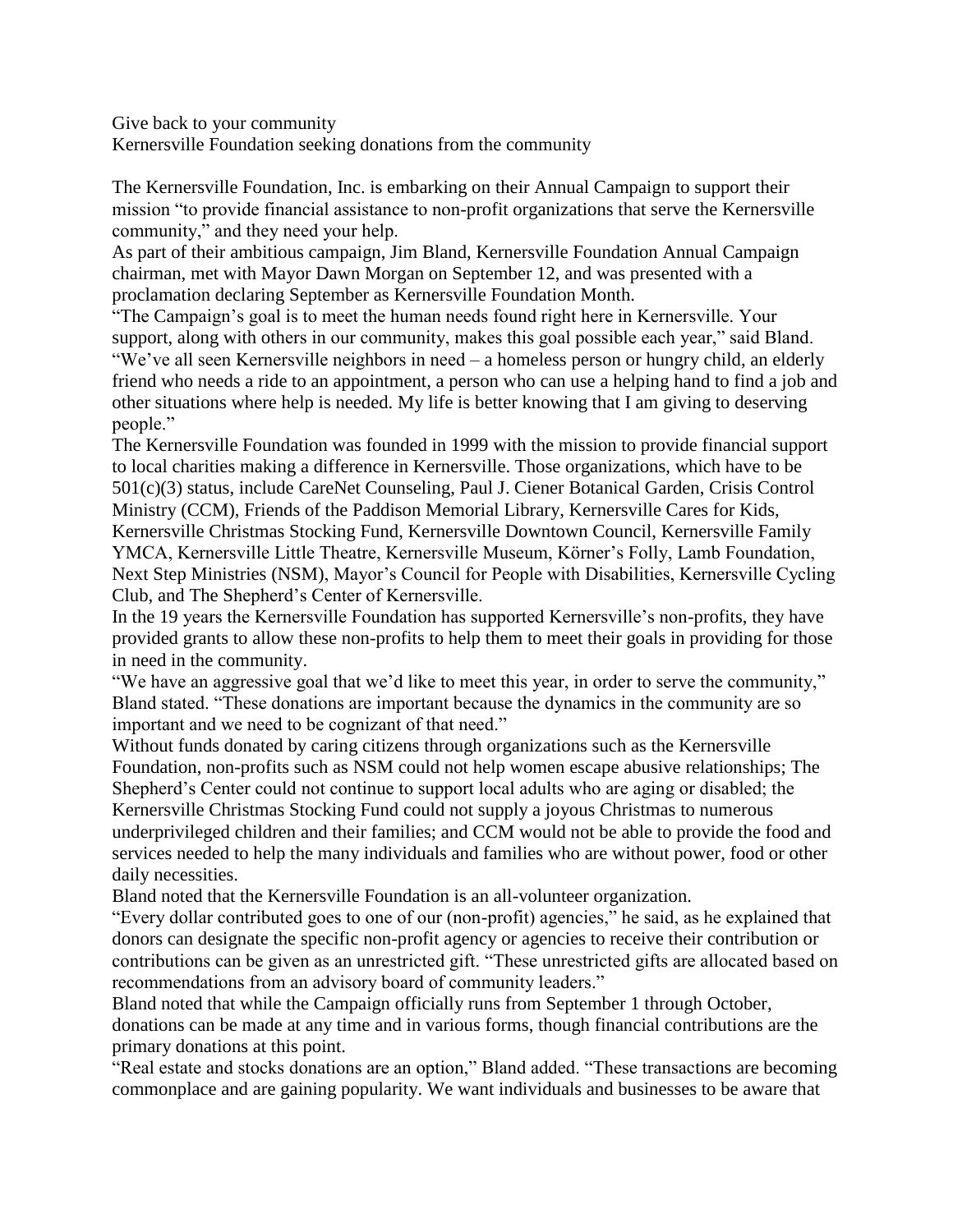Give back to your community

Kernersville Foundation seeking donations from the community

The Kernersville Foundation, Inc. is embarking on their Annual Campaign to support their mission "to provide financial assistance to non-profit organizations that serve the Kernersville community," and they need your help.

As part of their ambitious campaign, Jim Bland, Kernersville Foundation Annual Campaign chairman, met with Mayor Dawn Morgan on September 12, and was presented with a proclamation declaring September as Kernersville Foundation Month.

"The Campaign's goal is to meet the human needs found right here in Kernersville. Your support, along with others in our community, makes this goal possible each year," said Bland. "We've all seen Kernersville neighbors in need – a homeless person or hungry child, an elderly friend who needs a ride to an appointment, a person who can use a helping hand to find a job and other situations where help is needed. My life is better knowing that I am giving to deserving people."

The Kernersville Foundation was founded in 1999 with the mission to provide financial support to local charities making a difference in Kernersville. Those organizations, which have to be 501(c)(3) status, include CareNet Counseling, Paul J. Ciener Botanical Garden, Crisis Control Ministry (CCM), Friends of the Paddison Memorial Library, Kernersville Cares for Kids, Kernersville Christmas Stocking Fund, Kernersville Downtown Council, Kernersville Family YMCA, Kernersville Little Theatre, Kernersville Museum, Körner's Folly, Lamb Foundation, Next Step Ministries (NSM), Mayor's Council for People with Disabilities, Kernersville Cycling Club, and The Shepherd's Center of Kernersville.

In the 19 years the Kernersville Foundation has supported Kernersville's non-profits, they have provided grants to allow these non-profits to help them to meet their goals in providing for those in need in the community.

"We have an aggressive goal that we'd like to meet this year, in order to serve the community," Bland stated. "These donations are important because the dynamics in the community are so important and we need to be cognizant of that need."

Without funds donated by caring citizens through organizations such as the Kernersville Foundation, non-profits such as NSM could not help women escape abusive relationships; The Shepherd's Center could not continue to support local adults who are aging or disabled; the Kernersville Christmas Stocking Fund could not supply a joyous Christmas to numerous underprivileged children and their families; and CCM would not be able to provide the food and services needed to help the many individuals and families who are without power, food or other daily necessities.

Bland noted that the Kernersville Foundation is an all-volunteer organization.

"Every dollar contributed goes to one of our (non-profit) agencies," he said, as he explained that donors can designate the specific non-profit agency or agencies to receive their contribution or contributions can be given as an unrestricted gift. "These unrestricted gifts are allocated based on recommendations from an advisory board of community leaders."

Bland noted that while the Campaign officially runs from September 1 through October, donations can be made at any time and in various forms, though financial contributions are the primary donations at this point.

"Real estate and stocks donations are an option," Bland added. "These transactions are becoming commonplace and are gaining popularity. We want individuals and businesses to be aware that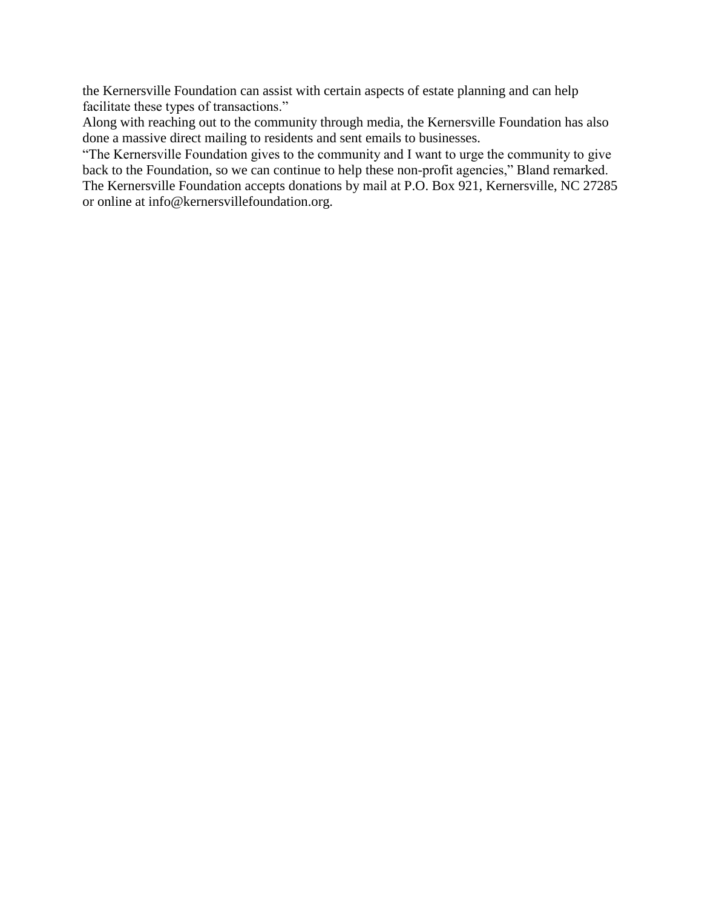the Kernersville Foundation can assist with certain aspects of estate planning and can help facilitate these types of transactions."

Along with reaching out to the community through media, the Kernersville Foundation has also done a massive direct mailing to residents and sent emails to businesses.

"The Kernersville Foundation gives to the community and I want to urge the community to give back to the Foundation, so we can continue to help these non-profit agencies," Bland remarked.

The Kernersville Foundation accepts donations by mail at P.O. Box 921, Kernersville, NC 27285 or online at info@kernersvillefoundation.org.